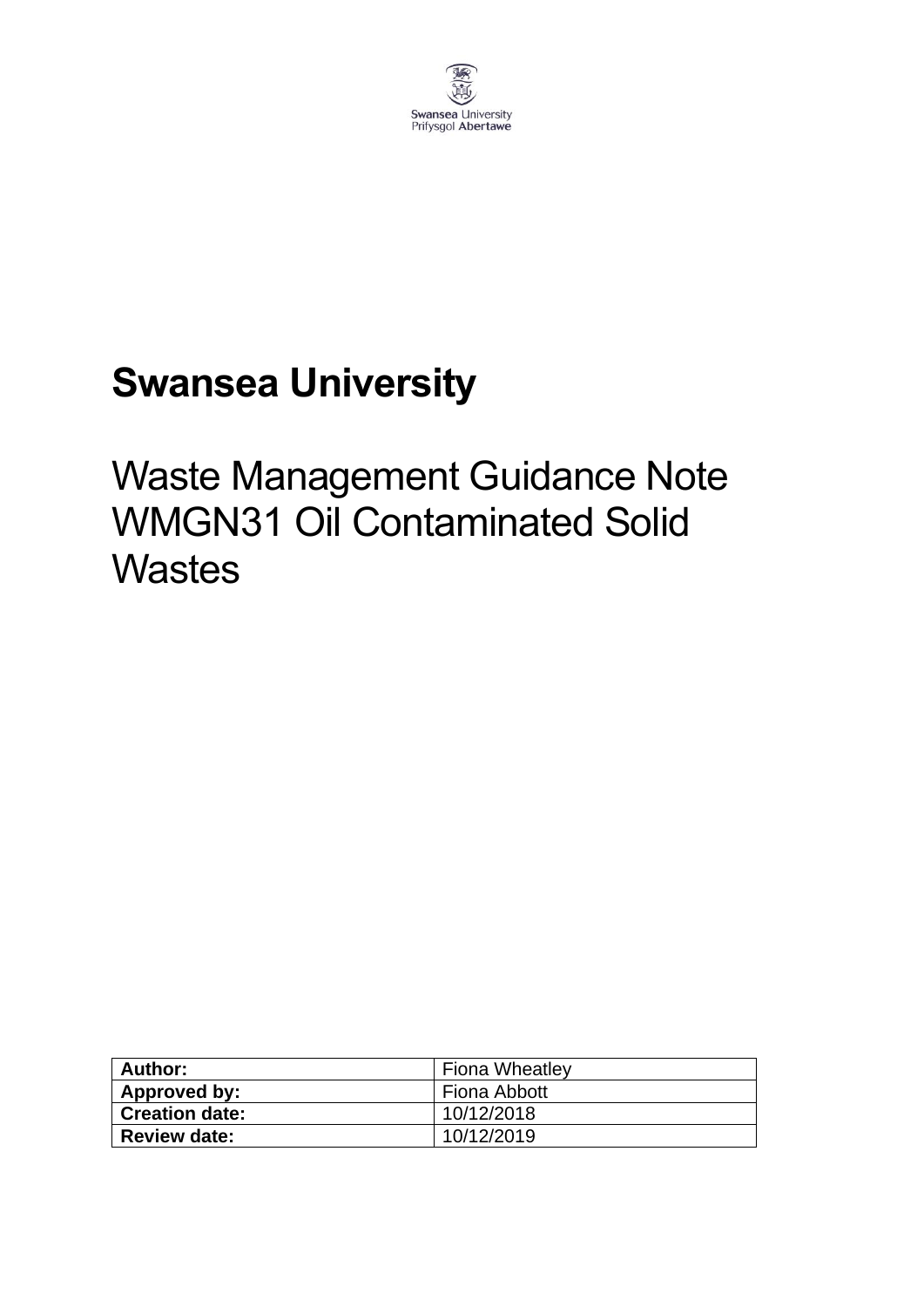Swansea University
Prifysgol Abertawe

# Swansea University

## Waste Management Guidance Note WMGN31 Oil Contaminated Solid Wastes

| **Author:** | Fiona Wheatley |
| --- | --- |
| **Approved by:** | Fiona Abbott |
| **Creation date:** | 10/12/2018 |
| **Review date:** | 10/12/2019 |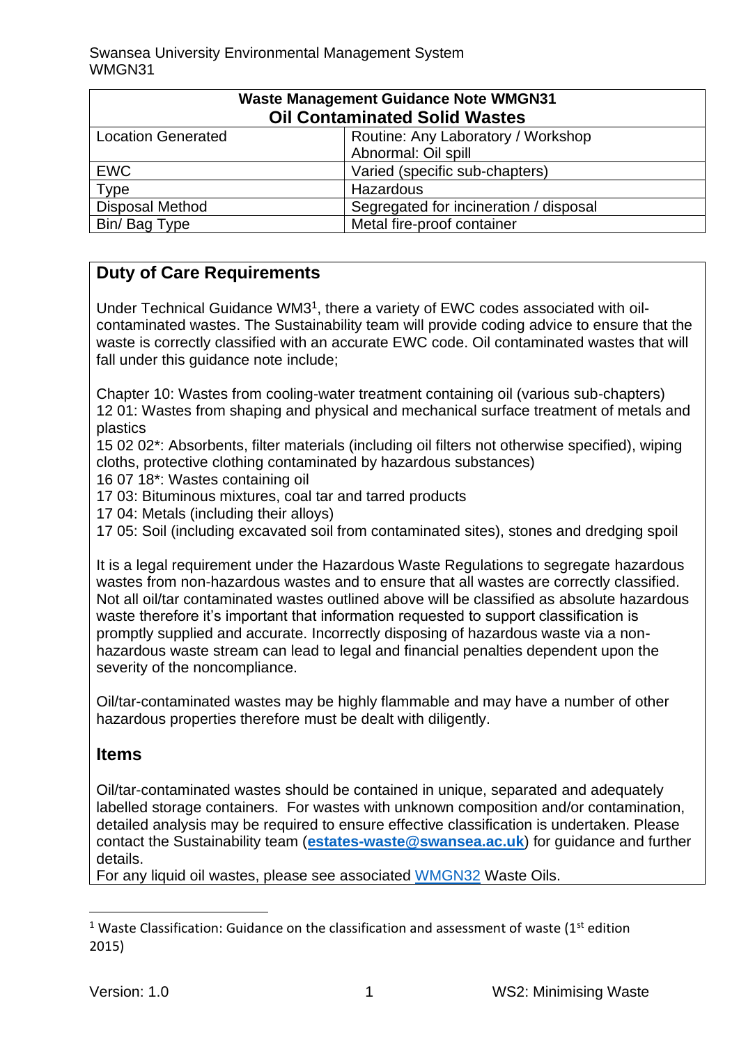| Waste Management Guidance Note WMGN31<br>**Oil Contaminated Solid Wastes** | |
|---|---|
| Location Generated | Routine: Any Laboratory / Workshop<br>Abnormal: Oil spill |
| EWC | Varied (specific sub-chapters) |
| Type | Hazardous |
| Disposal Method | Segregated for incineration / disposal |
| Bin/ Bag Type | Metal fire-proof container |

## Duty of Care Requirements

Under Technical Guidance WM3[1], there a variety of EWC codes associated with oil-contaminated wastes. The Sustainability team will provide coding advice to ensure that the waste is correctly classified with an accurate EWC code. Oil contaminated wastes that will fall under this guidance note include;

Chapter 10: Wastes from cooling-water treatment containing oil (various sub-chapters)
12 01: Wastes from shaping and physical and mechanical surface treatment of metals and plastics
15 02 02*: Absorbents, filter materials (including oil filters not otherwise specified), wiping cloths, protective clothing contaminated by hazardous substances)
16 07 18*: Wastes containing oil
17 03: Bituminous mixtures, coal tar and tarred products
17 04: Metals (including their alloys)
17 05: Soil (including excavated soil from contaminated sites), stones and dredging spoil

It is a legal requirement under the Hazardous Waste Regulations to segregate hazardous wastes from non-hazardous wastes and to ensure that all wastes are correctly classified. Not all oil/tar contaminated wastes outlined above will be classified as absolute hazardous waste therefore it's important that information requested to support classification is promptly supplied and accurate. Incorrectly disposing of hazardous waste via a non-hazardous waste stream can lead to legal and financial penalties dependent upon the severity of the noncompliance.

Oil/tar-contaminated wastes may be highly flammable and may have a number of other hazardous properties therefore must be dealt with diligently.

## Items

Oil/tar-contaminated wastes should be contained in unique, separated and adequately labelled storage containers. For wastes with unknown composition and/or contamination, detailed analysis may be required to ensure effective classification is undertaken. Please contact the Sustainability team (**estates-waste@swansea.ac.uk**) for guidance and further details.
For any liquid oil wastes, please see associated WMGN32 Waste Oils.

[1] Waste Classification: Guidance on the classification and assessment of waste (1st edition 2015)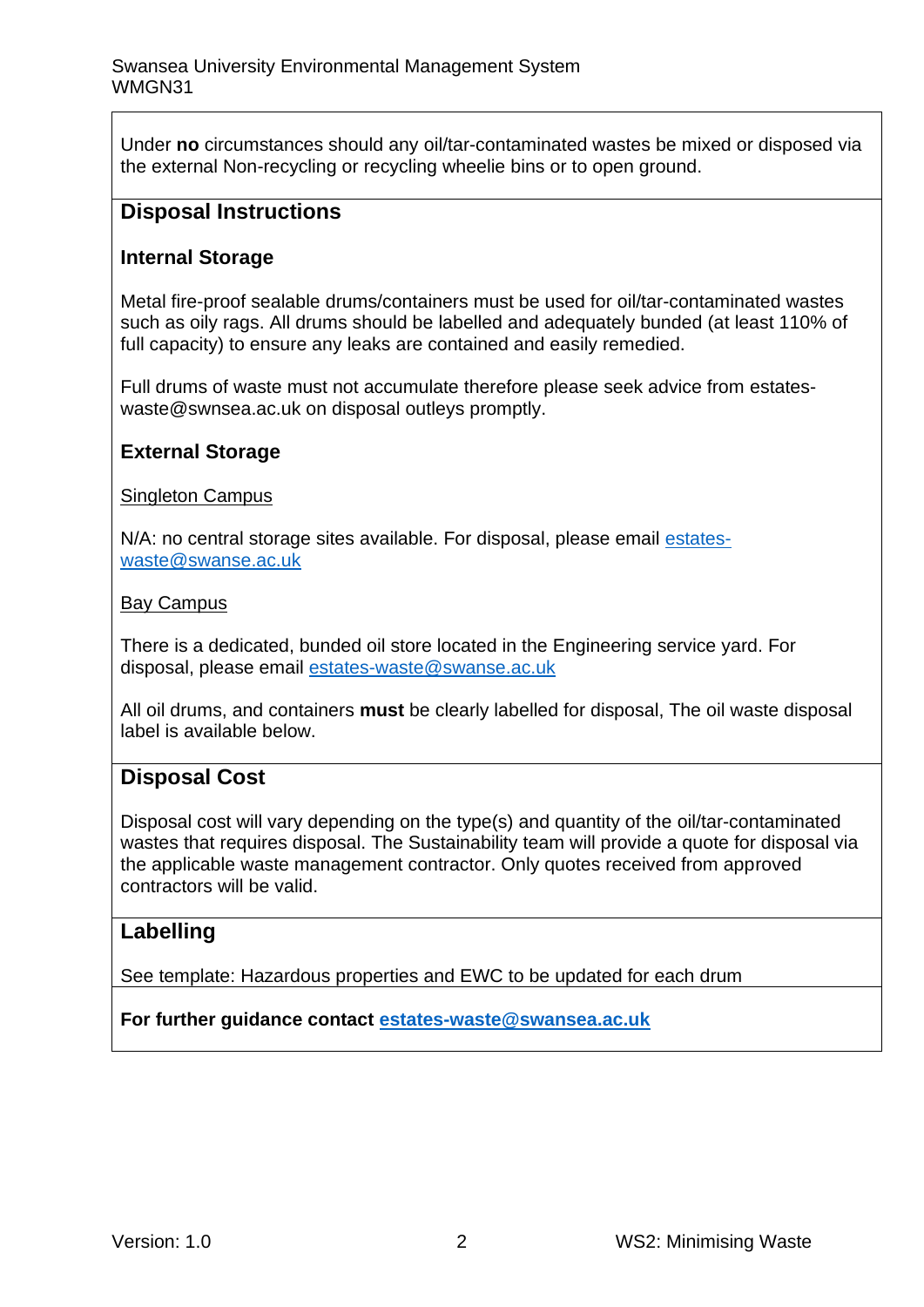Under **no** circumstances should any oil/tar-contaminated wastes be mixed or disposed via the external Non-recycling or recycling wheelie bins or to open ground.

## Disposal Instructions

### Internal Storage

Metal fire-proof sealable drums/containers must be used for oil/tar-contaminated wastes such as oily rags. All drums should be labelled and adequately bunded (at least 110% of full capacity) to ensure any leaks are contained and easily remedied.

Full drums of waste must not accumulate therefore please seek advice from estates-waste@swnsea.ac.uk on disposal outleys promptly.

### External Storage

Singleton Campus

N/A: no central storage sites available. For disposal, please email estates-waste@swanse.ac.uk

Bay Campus

There is a dedicated, bunded oil store located in the Engineering service yard. For disposal, please email estates-waste@swanse.ac.uk

All oil drums, and containers **must** be clearly labelled for disposal, The oil waste disposal label is available below.

## Disposal Cost

Disposal cost will vary depending on the type(s) and quantity of the oil/tar-contaminated wastes that requires disposal. The Sustainability team will provide a quote for disposal via the applicable waste management contractor. Only quotes received from approved contractors will be valid.

## Labelling

See template: Hazardous properties and EWC to be updated for each drum

**For further guidance contact estates-waste@swansea.ac.uk**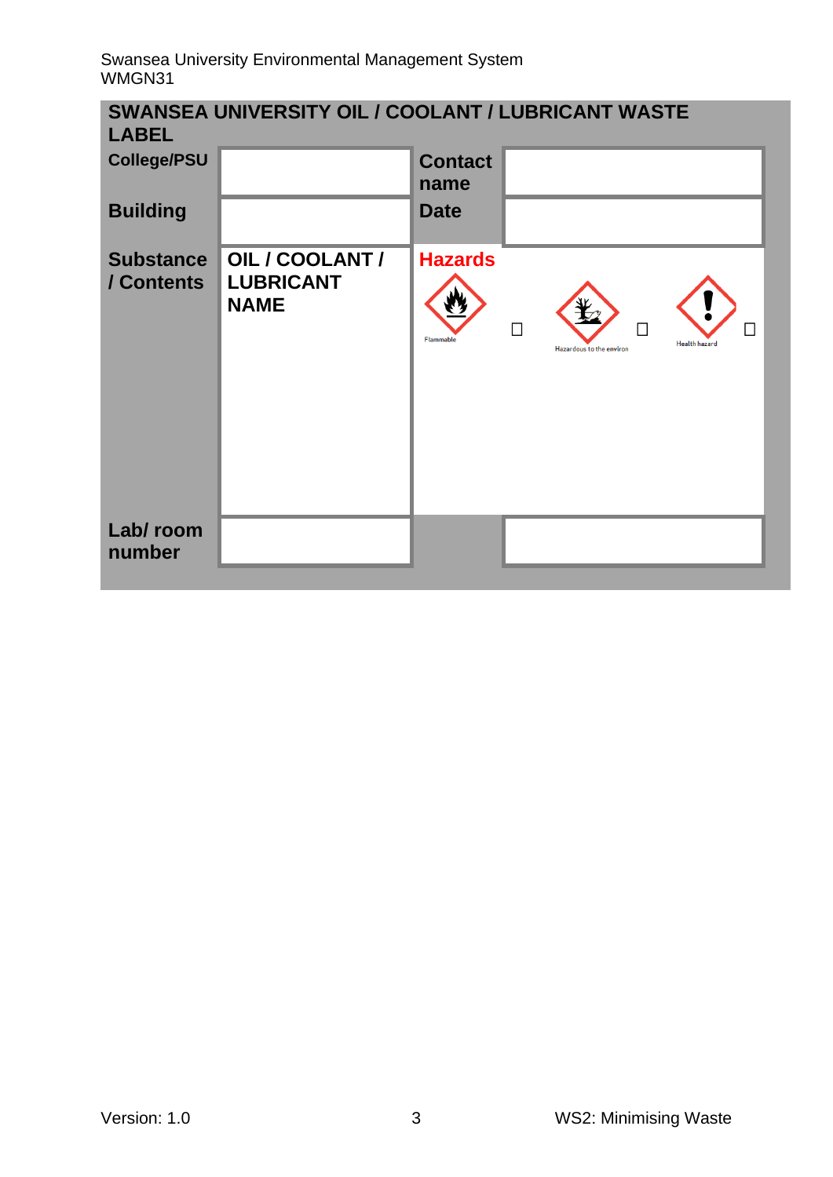## SWANSEA UNIVERSITY OIL / COOLANT / LUBRICANT WASTE LABEL

| | | | |
|---|---|---|---|
| **College/PSU** | | **Contact name** | |
| **Building** | | **Date** | |
| **Substance / Contents** | **OIL / COOLANT / LUBRICANT NAME** | **Hazards** | Flammable ☐ Hazardous to the environ ☐ Health hazard ☐ |
| **Lab/ room number** | | | |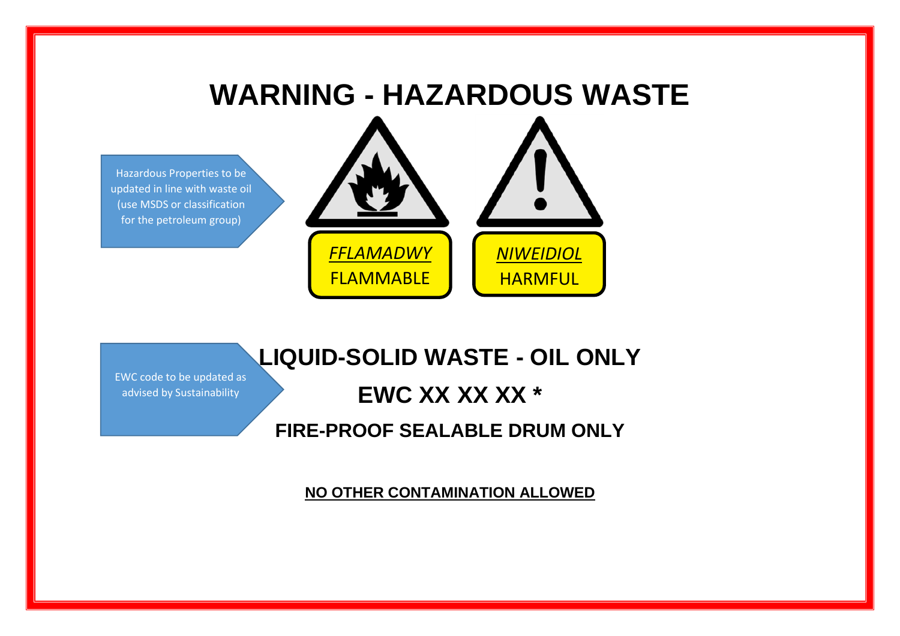# WARNING - HAZARDOUS WASTE

Hazardous Properties to be updated in line with waste oil (use MSDS or classification for the petroleum group)

*FFLAMADWY*
FLAMMABLE

*NIWEIDIOL*
HARMFUL

EWC code to be updated as advised by Sustainability

**LIQUID-SOLID WASTE - OIL ONLY**

**EWC XX XX XX \***

**FIRE-PROOF SEALABLE DRUM ONLY**

**NO OTHER CONTAMINATION ALLOWED**